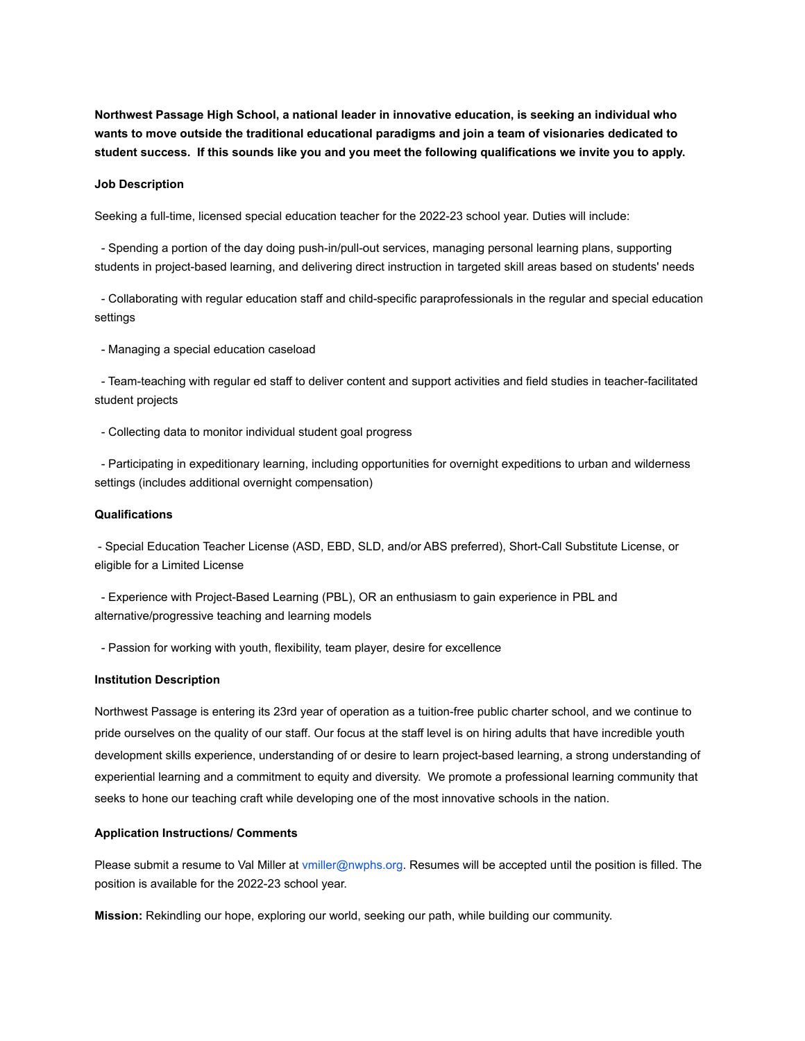**Northwest Passage High School, a national leader in innovative education, is seeking an individual who wants to move outside the traditional educational paradigms and join a team of visionaries dedicated to student success. If this sounds like you and you meet the following qualifications we invite you to apply.**

**Job Description**

Seeking a full-time, licensed special education teacher for the 2022-23 school year. Duties will include:

- Spending a portion of the day doing push-in/pull-out services, managing personal learning plans, supporting students in project-based learning, and delivering direct instruction in targeted skill areas based on students' needs
- Collaborating with regular education staff and child-specific paraprofessionals in the regular and special education settings
- Managing a special education caseload
- Team-teaching with regular ed staff to deliver content and support activities and field studies in teacher-facilitated student projects
- Collecting data to monitor individual student goal progress
- Participating in expeditionary learning, including opportunities for overnight expeditions to urban and wilderness settings (includes additional overnight compensation)

**Qualifications**

- Special Education Teacher License (ASD, EBD, SLD, and/or ABS preferred), Short-Call Substitute License, or eligible for a Limited License
- Experience with Project-Based Learning (PBL), OR an enthusiasm to gain experience in PBL and alternative/progressive teaching and learning models
- Passion for working with youth, flexibility, team player, desire for excellence

**Institution Description**

Northwest Passage is entering its 23rd year of operation as a tuition-free public charter school, and we continue to pride ourselves on the quality of our staff. Our focus at the staff level is on hiring adults that have incredible youth development skills experience, understanding of or desire to learn project-based learning, a strong understanding of experiential learning and a commitment to equity and diversity. We promote a professional learning community that seeks to hone our teaching craft while developing one of the most innovative schools in the nation.

**Application Instructions/ Comments**

Please submit a resume to Val Miller at vmiller@nwphs.org. Resumes will be accepted until the position is filled. The position is available for the 2022-23 school year.

**Mission:** Rekindling our hope, exploring our world, seeking our path, while building our community.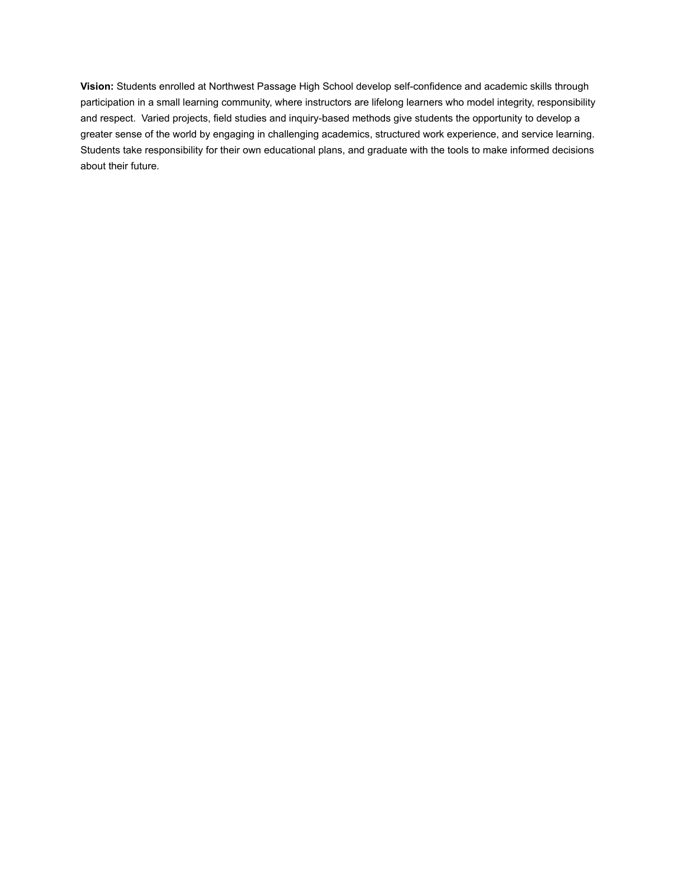**Vision:** Students enrolled at Northwest Passage High School develop self-confidence and academic skills through participation in a small learning community, where instructors are lifelong learners who model integrity, responsibility and respect. Varied projects, field studies and inquiry-based methods give students the opportunity to develop a greater sense of the world by engaging in challenging academics, structured work experience, and service learning. Students take responsibility for their own educational plans, and graduate with the tools to make informed decisions about their future.